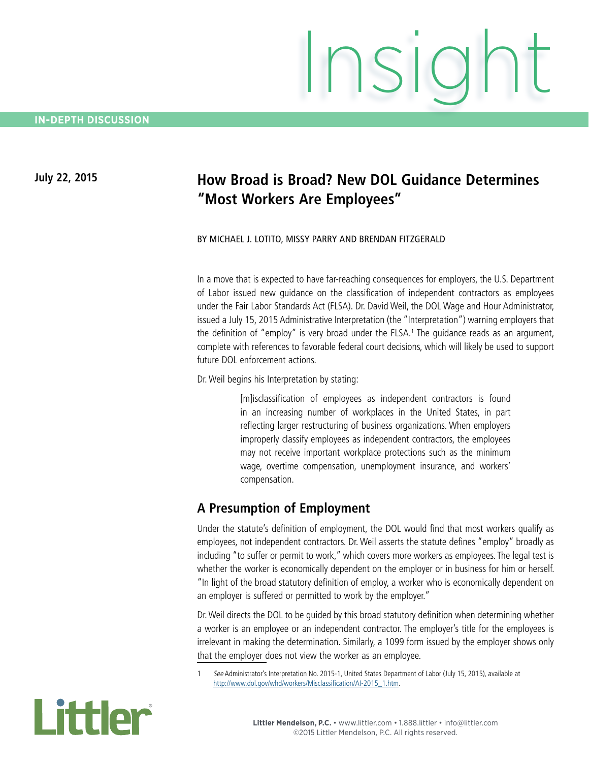Insight

IN-DEPTH DISCUSSION

July 22, 2015

# How Broad is Broad? New DOL Guidance Determines "Most Workers Are Employees"

BY MICHAEL J. LOTITO, MISSY PARRY AND BRENDAN FITZGERALD

In a move that is expected to have far-reaching consequences for employers, the U.S. Department of Labor issued new guidance on the classification of independent contractors as employees under the Fair Labor Standards Act (FLSA). Dr. David Weil, the DOL Wage and Hour Administrator, issued a July 15, 2015 Administrative Interpretation (the "Interpretation") warning employers that the definition of "employ" is very broad under the FLSA.[1] The guidance reads as an argument, complete with references to favorable federal court decisions, which will likely be used to support future DOL enforcement actions.

Dr. Weil begins his Interpretation by stating:

> [m]isclassification of employees as independent contractors is found in an increasing number of workplaces in the United States, in part reflecting larger restructuring of business organizations. When employers improperly classify employees as independent contractors, the employees may not receive important workplace protections such as the minimum wage, overtime compensation, unemployment insurance, and workers' compensation.

## A Presumption of Employment

Under the statute's definition of employment, the DOL would find that most workers qualify as employees, not independent contractors. Dr. Weil asserts the statute defines "employ" broadly as including "to suffer or permit to work," which covers more workers as employees. The legal test is whether the worker is economically dependent on the employer or in business for him or herself. "In light of the broad statutory definition of employ, a worker who is economically dependent on an employer is suffered or permitted to work by the employer."

Dr. Weil directs the DOL to be guided by this broad statutory definition when determining whether a worker is an employee or an independent contractor. The employer's title for the employees is irrelevant in making the determination. Similarly, a 1099 form issued by the employer shows only that the employer does not view the worker as an employee.

1 *See* Administrator's Interpretation No. 2015-1, United States Department of Labor (July 15, 2015), available at http://www.dol.gov/whd/workers/Misclassification/AI-2015_1.htm.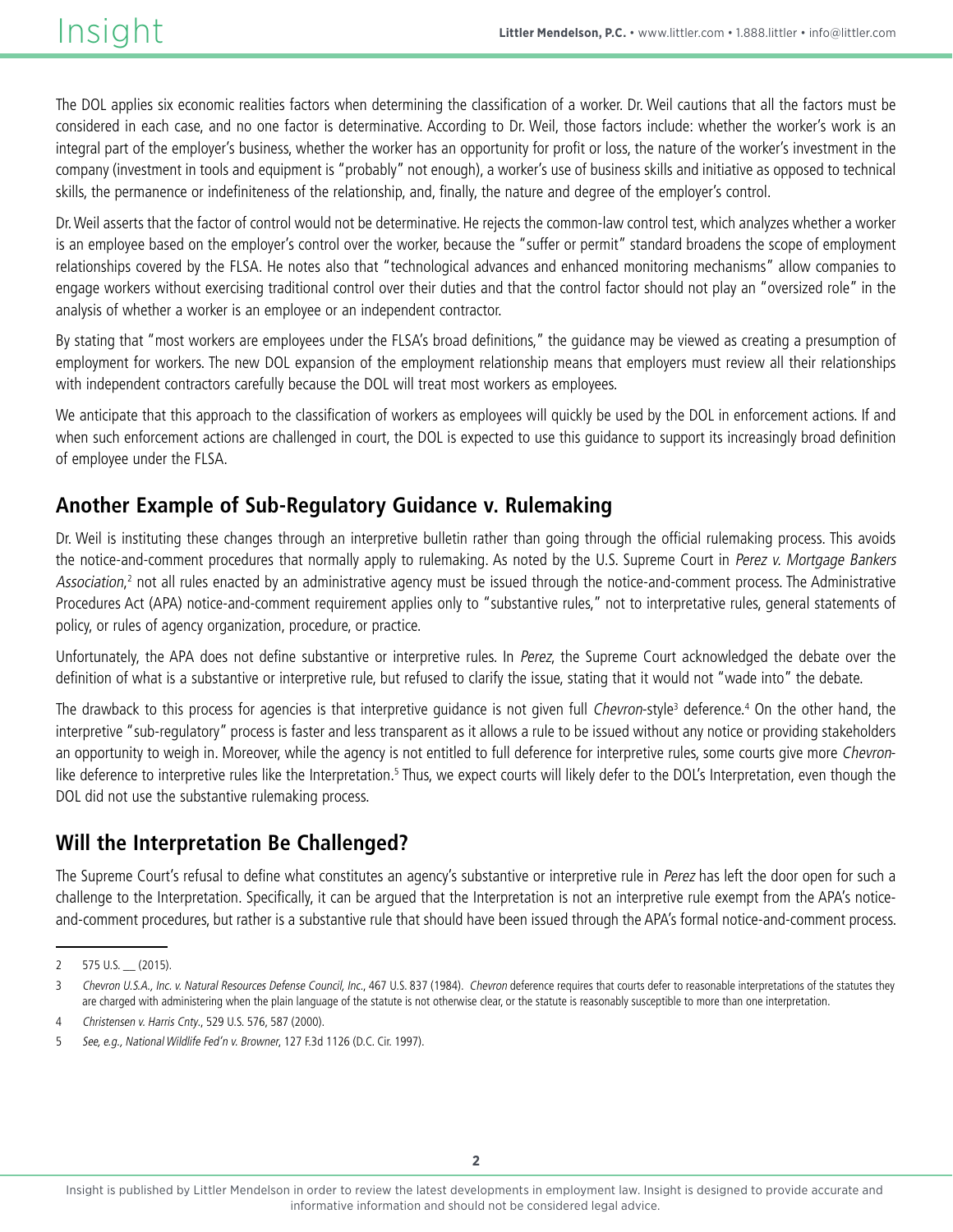The DOL applies six economic realities factors when determining the classification of a worker. Dr. Weil cautions that all the factors must be considered in each case, and no one factor is determinative. According to Dr. Weil, those factors include: whether the worker's work is an integral part of the employer's business, whether the worker has an opportunity for profit or loss, the nature of the worker's investment in the company (investment in tools and equipment is "probably" not enough), a worker's use of business skills and initiative as opposed to technical skills, the permanence or indefiniteness of the relationship, and, finally, the nature and degree of the employer's control.

Dr. Weil asserts that the factor of control would not be determinative. He rejects the common-law control test, which analyzes whether a worker is an employee based on the employer's control over the worker, because the "suffer or permit" standard broadens the scope of employment relationships covered by the FLSA. He notes also that "technological advances and enhanced monitoring mechanisms" allow companies to engage workers without exercising traditional control over their duties and that the control factor should not play an "oversized role" in the analysis of whether a worker is an employee or an independent contractor.

By stating that "most workers are employees under the FLSA's broad definitions," the guidance may be viewed as creating a presumption of employment for workers. The new DOL expansion of the employment relationship means that employers must review all their relationships with independent contractors carefully because the DOL will treat most workers as employees.

We anticipate that this approach to the classification of workers as employees will quickly be used by the DOL in enforcement actions. If and when such enforcement actions are challenged in court, the DOL is expected to use this guidance to support its increasingly broad definition of employee under the FLSA.

## Another Example of Sub-Regulatory Guidance v. Rulemaking

Dr. Weil is instituting these changes through an interpretive bulletin rather than going through the official rulemaking process. This avoids the notice-and-comment procedures that normally apply to rulemaking. As noted by the U.S. Supreme Court in *Perez v. Mortgage Bankers Association*,[2] not all rules enacted by an administrative agency must be issued through the notice-and-comment process. The Administrative Procedures Act (APA) notice-and-comment requirement applies only to "substantive rules," not to interpretative rules, general statements of policy, or rules of agency organization, procedure, or practice.

Unfortunately, the APA does not define substantive or interpretive rules. In *Perez*, the Supreme Court acknowledged the debate over the definition of what is a substantive or interpretive rule, but refused to clarify the issue, stating that it would not "wade into" the debate.

The drawback to this process for agencies is that interpretive guidance is not given full *Chevron*-style[3] deference.[4] On the other hand, the interpretive "sub-regulatory" process is faster and less transparent as it allows a rule to be issued without any notice or providing stakeholders an opportunity to weigh in. Moreover, while the agency is not entitled to full deference for interpretive rules, some courts give more *Chevron*-like deference to interpretive rules like the Interpretation.[5] Thus, we expect courts will likely defer to the DOL's Interpretation, even though the DOL did not use the substantive rulemaking process.

## Will the Interpretation Be Challenged?

The Supreme Court's refusal to define what constitutes an agency's substantive or interpretive rule in *Perez* has left the door open for such a challenge to the Interpretation. Specifically, it can be argued that the Interpretation is not an interpretive rule exempt from the APA's notice-and-comment procedures, but rather is a substantive rule that should have been issued through the APA's formal notice-and-comment process.

---

2 575 U.S. __ (2015).

3 *Chevron U.S.A., Inc. v. Natural Resources Defense Council, Inc.*, 467 U.S. 837 (1984). *Chevron* deference requires that courts defer to reasonable interpretations of the statutes they are charged with administering when the plain language of the statute is not otherwise clear, or the statute is reasonably susceptible to more than one interpretation.

4 *Christensen v. Harris Cnty.*, 529 U.S. 576, 587 (2000).

5 *See, e.g., National Wildlife Fed'n v. Browner*, 127 F.3d 1126 (D.C. Cir. 1997).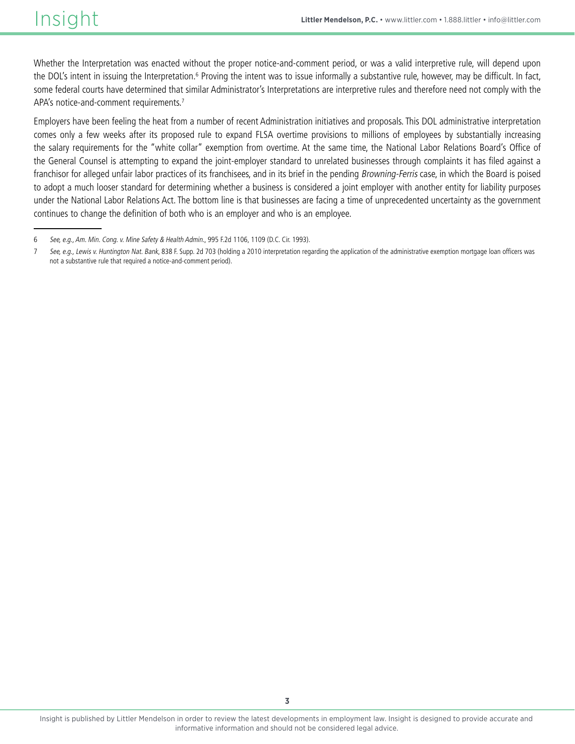Whether the Interpretation was enacted without the proper notice-and-comment period, or was a valid interpretive rule, will depend upon the DOL's intent in issuing the Interpretation.[6] Proving the intent was to issue informally a substantive rule, however, may be difficult. In fact, some federal courts have determined that similar Administrator's Interpretations are interpretive rules and therefore need not comply with the APA's notice-and-comment requirements.[7]

Employers have been feeling the heat from a number of recent Administration initiatives and proposals. This DOL administrative interpretation comes only a few weeks after its proposed rule to expand FLSA overtime provisions to millions of employees by substantially increasing the salary requirements for the "white collar" exemption from overtime. At the same time, the National Labor Relations Board's Office of the General Counsel is attempting to expand the joint-employer standard to unrelated businesses through complaints it has filed against a franchisor for alleged unfair labor practices of its franchisees, and in its brief in the pending *Browning-Ferris* case, in which the Board is poised to adopt a much looser standard for determining whether a business is considered a joint employer with another entity for liability purposes under the National Labor Relations Act. The bottom line is that businesses are facing a time of unprecedented uncertainty as the government continues to change the definition of both who is an employer and who is an employee.

---

6 *See, e.g., Am. Min. Cong. v. Mine Safety & Health Admin.*, 995 F.2d 1106, 1109 (D.C. Cir. 1993).

7 *See, e.g., Lewis v. Huntington Nat. Bank*, 838 F. Supp. 2d 703 (holding a 2010 interpretation regarding the application of the administrative exemption mortgage loan officers was not a substantive rule that required a notice-and-comment period).

Insight is published by Littler Mendelson in order to review the latest developments in employment law. Insight is designed to provide accurate and informative information and should not be considered legal advice.